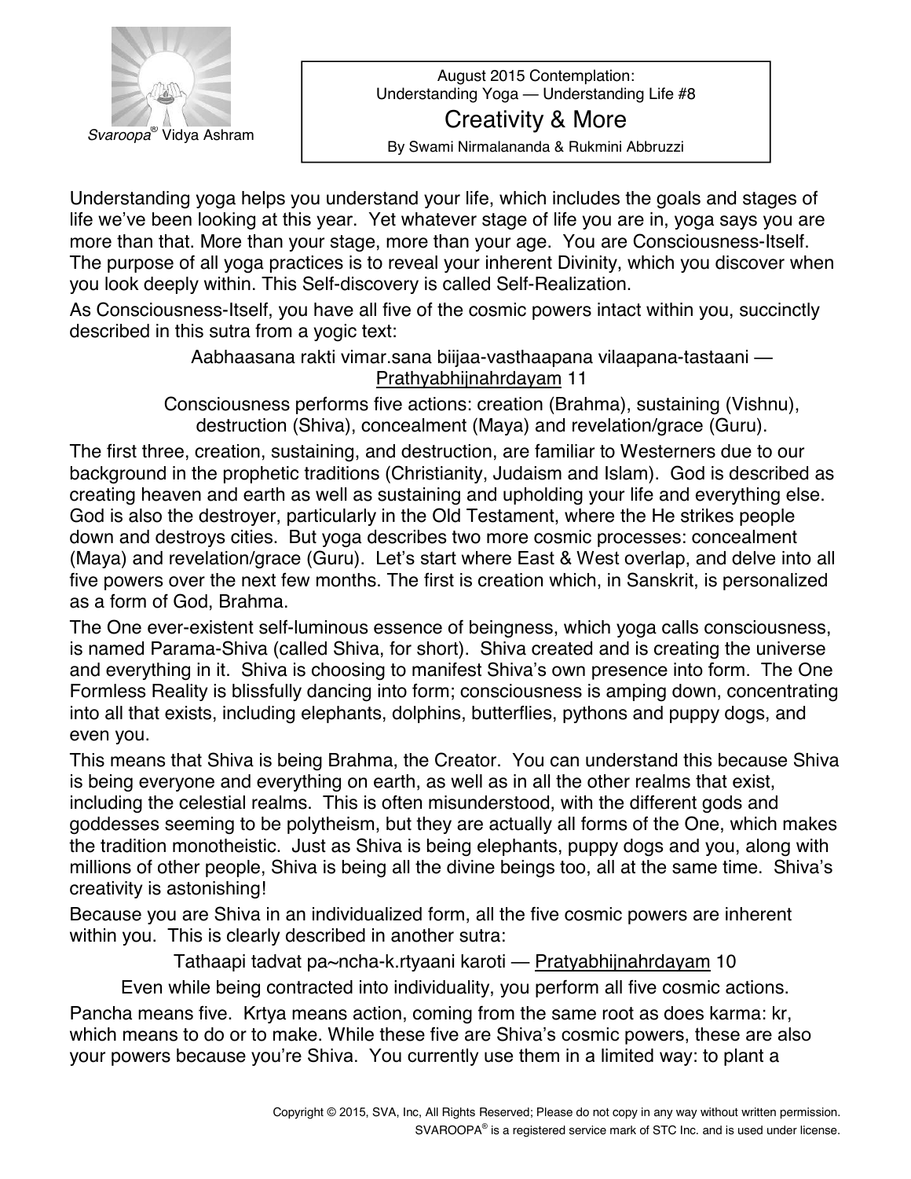Svaroopa® Vidya Ashram

August 2015 Contemplation:
Understanding Yoga — Understanding Life #8

# Creativity & More

By Swami Nirmalananda & Rukmini Abbruzzi

Understanding yoga helps you understand your life, which includes the goals and stages of life we've been looking at this year. Yet whatever stage of life you are in, yoga says you are more than that. More than your stage, more than your age. You are Consciousness-Itself. The purpose of all yoga practices is to reveal your inherent Divinity, which you discover when you look deeply within. This Self-discovery is called Self-Realization.

As Consciousness-Itself, you have all five of the cosmic powers intact within you, succinctly described in this sutra from a yogic text:

> Aabhaasana rakti vimar.sana biijaa-vasthaapana vilaapana-tastaani — Prathyabhijnahrdayam 11
>
> Consciousness performs five actions: creation (Brahma), sustaining (Vishnu), destruction (Shiva), concealment (Maya) and revelation/grace (Guru).

The first three, creation, sustaining, and destruction, are familiar to Westerners due to our background in the prophetic traditions (Christianity, Judaism and Islam). God is described as creating heaven and earth as well as sustaining and upholding your life and everything else. God is also the destroyer, particularly in the Old Testament, where the He strikes people down and destroys cities. But yoga describes two more cosmic processes: concealment (Maya) and revelation/grace (Guru). Let's start where East & West overlap, and delve into all five powers over the next few months. The first is creation which, in Sanskrit, is personalized as a form of God, Brahma.

The One ever-existent self-luminous essence of beingness, which yoga calls consciousness, is named Parama-Shiva (called Shiva, for short). Shiva created and is creating the universe and everything in it. Shiva is choosing to manifest Shiva's own presence into form. The One Formless Reality is blissfully dancing into form; consciousness is amping down, concentrating into all that exists, including elephants, dolphins, butterflies, pythons and puppy dogs, and even you.

This means that Shiva is being Brahma, the Creator. You can understand this because Shiva is being everyone and everything on earth, as well as in all the other realms that exist, including the celestial realms. This is often misunderstood, with the different gods and goddesses seeming to be polytheism, but they are actually all forms of the One, which makes the tradition monotheistic. Just as Shiva is being elephants, puppy dogs and you, along with millions of other people, Shiva is being all the divine beings too, all at the same time. Shiva's creativity is astonishing!

Because you are Shiva in an individualized form, all the five cosmic powers are inherent within you. This is clearly described in another sutra:

> Tathaapi tadvat pa~ncha-k.rtyaani karoti — Pratyabhijnahrdayam 10
>
> Even while being contracted into individuality, you perform all five cosmic actions.

Pancha means five. Krtya means action, coming from the same root as does karma: kr, which means to do or to make. While these five are Shiva's cosmic powers, these are also your powers because you're Shiva. You currently use them in a limited way: to plant a

Copyright © 2015, SVA, Inc, All Rights Reserved; Please do not copy in any way without written permission.
SVAROOPA® is a registered service mark of STC Inc. and is used under license.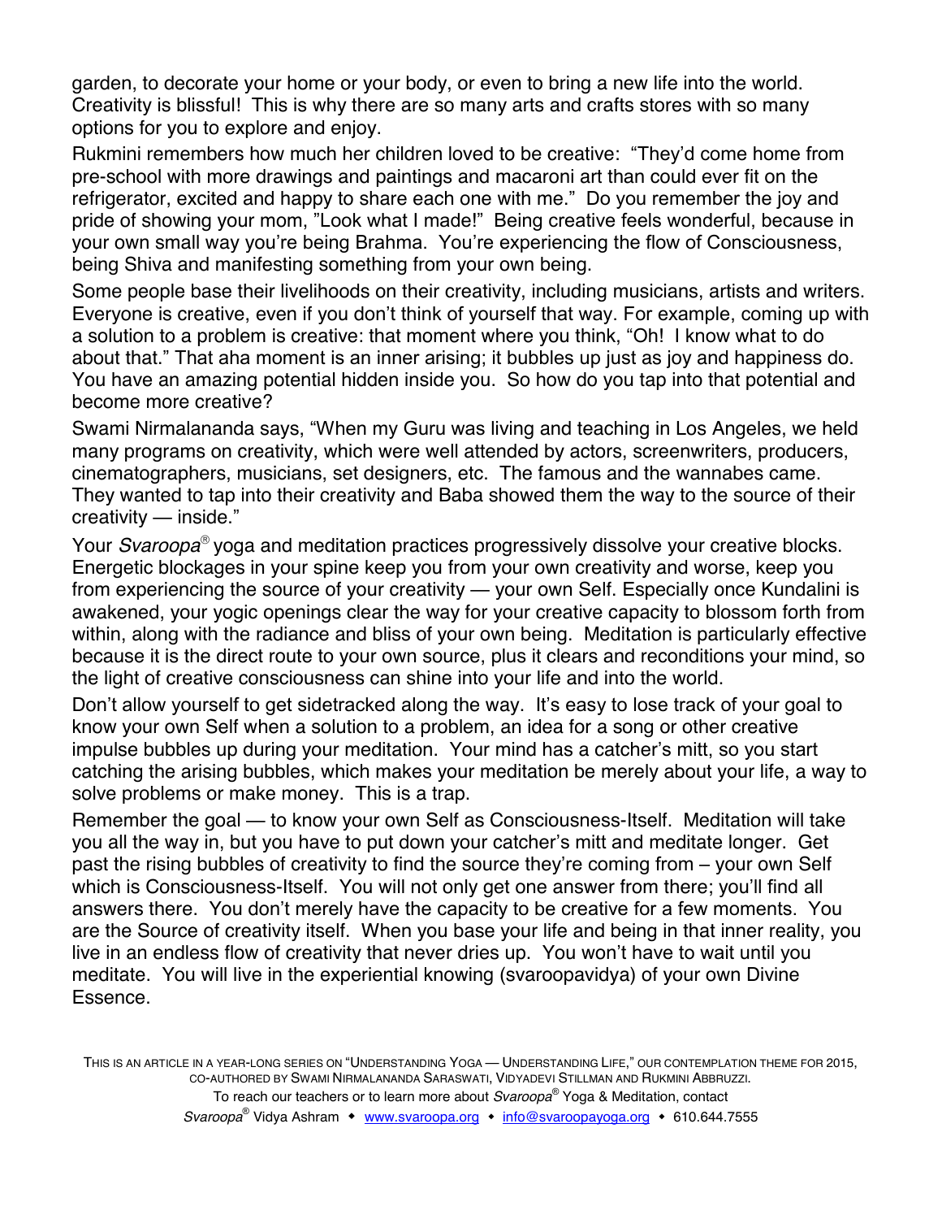garden, to decorate your home or your body, or even to bring a new life into the world. Creativity is blissful! This is why there are so many arts and crafts stores with so many options for you to explore and enjoy.

Rukmini remembers how much her children loved to be creative: "They'd come home from pre-school with more drawings and paintings and macaroni art than could ever fit on the refrigerator, excited and happy to share each one with me." Do you remember the joy and pride of showing your mom, "Look what I made!" Being creative feels wonderful, because in your own small way you're being Brahma. You're experiencing the flow of Consciousness, being Shiva and manifesting something from your own being.

Some people base their livelihoods on their creativity, including musicians, artists and writers. Everyone is creative, even if you don't think of yourself that way. For example, coming up with a solution to a problem is creative: that moment where you think, "Oh! I know what to do about that." That aha moment is an inner arising; it bubbles up just as joy and happiness do. You have an amazing potential hidden inside you. So how do you tap into that potential and become more creative?

Swami Nirmalananda says, "When my Guru was living and teaching in Los Angeles, we held many programs on creativity, which were well attended by actors, screenwriters, producers, cinematographers, musicians, set designers, etc. The famous and the wannabes came. They wanted to tap into their creativity and Baba showed them the way to the source of their creativity — inside."

Your *Svaroopa*® yoga and meditation practices progressively dissolve your creative blocks. Energetic blockages in your spine keep you from your own creativity and worse, keep you from experiencing the source of your creativity — your own Self. Especially once Kundalini is awakened, your yogic openings clear the way for your creative capacity to blossom forth from within, along with the radiance and bliss of your own being. Meditation is particularly effective because it is the direct route to your own source, plus it clears and reconditions your mind, so the light of creative consciousness can shine into your life and into the world.

Don't allow yourself to get sidetracked along the way. It's easy to lose track of your goal to know your own Self when a solution to a problem, an idea for a song or other creative impulse bubbles up during your meditation. Your mind has a catcher's mitt, so you start catching the arising bubbles, which makes your meditation be merely about your life, a way to solve problems or make money. This is a trap.

Remember the goal — to know your own Self as Consciousness-Itself. Meditation will take you all the way in, but you have to put down your catcher's mitt and meditate longer. Get past the rising bubbles of creativity to find the source they're coming from – your own Self which is Consciousness-Itself. You will not only get one answer from there; you'll find all answers there. You don't merely have the capacity to be creative for a few moments. You are the Source of creativity itself. When you base your life and being in that inner reality, you live in an endless flow of creativity that never dries up. You won't have to wait until you meditate. You will live in the experiential knowing (svaroopavidya) of your own Divine Essence.

THIS IS AN ARTICLE IN A YEAR-LONG SERIES ON "UNDERSTANDING YOGA — UNDERSTANDING LIFE," OUR CONTEMPLATION THEME FOR 2015, CO-AUTHORED BY SWAMI NIRMALANANDA SARASWATI, VIDYADEVI STILLMAN AND RUKMINI ABBRUZZI.

To reach our teachers or to learn more about *Svaroopa*® Yoga & Meditation, contact *Svaroopa*® Vidya Ashram ◆ www.svaroopa.org ◆ info@svaroopayoga.org ◆ 610.644.7555